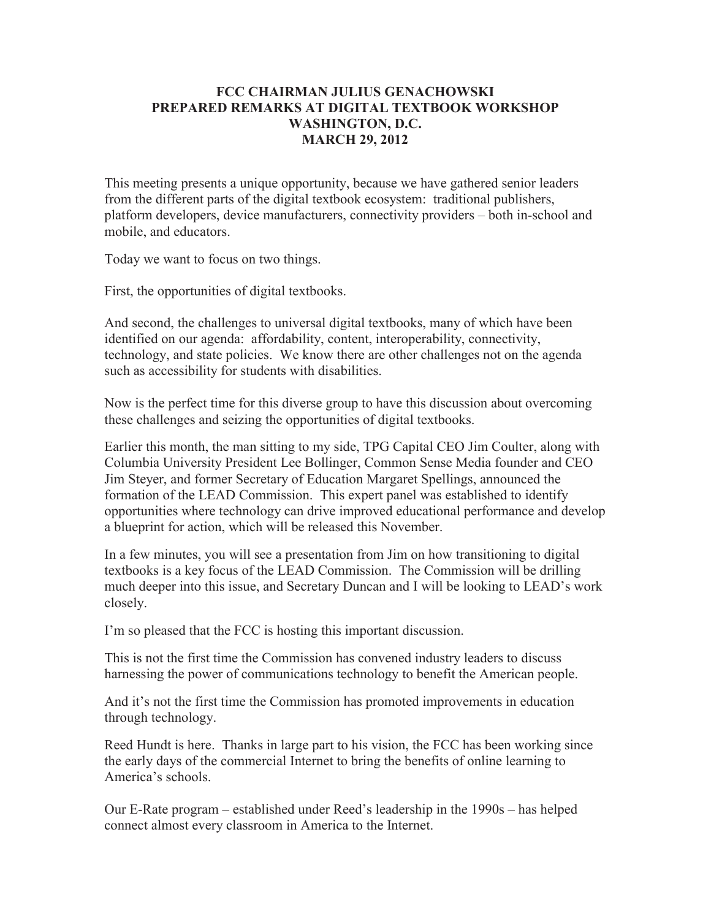# FCC CHAIRMAN JULIUS GENACHOWSKI PREPARED REMARKS AT DIGITAL TEXTBOOK WORKSHOP WASHINGTON, D.C. MARCH 29, 2012

This meeting presents a unique opportunity, because we have gathered senior leaders from the different parts of the digital textbook ecosystem: traditional publishers, platform developers, device manufacturers, connectivity providers – both in-school and mobile, and educators.

Today we want to focus on two things.

First, the opportunities of digital textbooks.

And second, the challenges to universal digital textbooks, many of which have been identified on our agenda: affordability, content, interoperability, connectivity, technology, and state policies. We know there are other challenges not on the agenda such as accessibility for students with disabilities.

Now is the perfect time for this diverse group to have this discussion about overcoming these challenges and seizing the opportunities of digital textbooks.

Earlier this month, the man sitting to my side, TPG Capital CEO Jim Coulter, along with Columbia University President Lee Bollinger, Common Sense Media founder and CEO Jim Steyer, and former Secretary of Education Margaret Spellings, announced the formation of the LEAD Commission. This expert panel was established to identify opportunities where technology can drive improved educational performance and develop a blueprint for action, which will be released this November.

In a few minutes, you will see a presentation from Jim on how transitioning to digital textbooks is a key focus of the LEAD Commission. The Commission will be drilling much deeper into this issue, and Secretary Duncan and I will be looking to LEAD's work closely.

I'm so pleased that the FCC is hosting this important discussion.

This is not the first time the Commission has convened industry leaders to discuss harnessing the power of communications technology to benefit the American people.

And it's not the first time the Commission has promoted improvements in education through technology.

Reed Hundt is here. Thanks in large part to his vision, the FCC has been working since the early days of the commercial Internet to bring the benefits of online learning to America's schools.

Our E-Rate program – established under Reed's leadership in the 1990s – has helped connect almost every classroom in America to the Internet.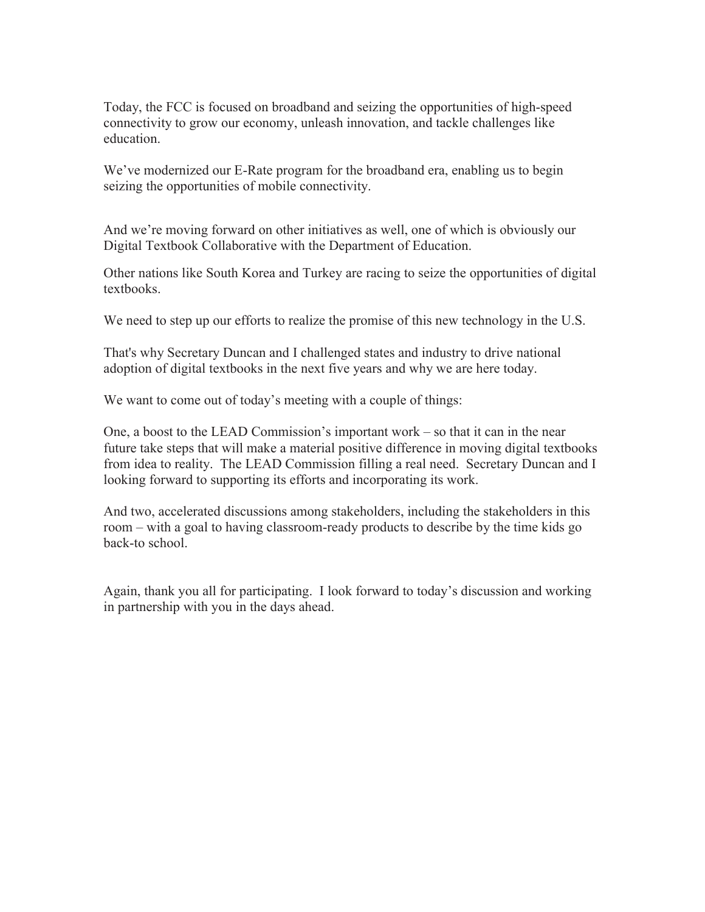Today, the FCC is focused on broadband and seizing the opportunities of high-speed connectivity to grow our economy, unleash innovation, and tackle challenges like education.

We've modernized our E-Rate program for the broadband era, enabling us to begin seizing the opportunities of mobile connectivity.

And we're moving forward on other initiatives as well, one of which is obviously our Digital Textbook Collaborative with the Department of Education.

Other nations like South Korea and Turkey are racing to seize the opportunities of digital textbooks.

We need to step up our efforts to realize the promise of this new technology in the U.S.

That's why Secretary Duncan and I challenged states and industry to drive national adoption of digital textbooks in the next five years and why we are here today.

We want to come out of today's meeting with a couple of things:

One, a boost to the LEAD Commission's important work – so that it can in the near future take steps that will make a material positive difference in moving digital textbooks from idea to reality. The LEAD Commission filling a real need. Secretary Duncan and I looking forward to supporting its efforts and incorporating its work.

And two, accelerated discussions among stakeholders, including the stakeholders in this room – with a goal to having classroom-ready products to describe by the time kids go back-to school.

Again, thank you all for participating. I look forward to today's discussion and working in partnership with you in the days ahead.